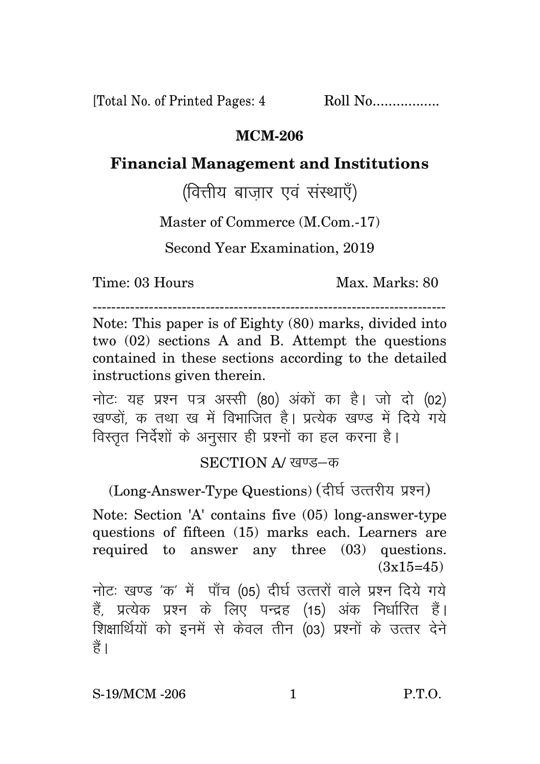[Total No. of Printed Pages: 4 Roll No.................

# MCM-206

## Financial Management and Institutions

(वित्तीय बाज़ार एवं संस्थाएँ)

Master of Commerce (M.Com.-17)

Second Year Examination, 2019

Time: 03 Hours Max. Marks: 80

---

Note: This paper is of Eighty (80) marks, divided into two (02) sections A and B. Attempt the questions contained in these sections according to the detailed instructions given therein.

नोटः यह प्रश्न पत्र अस्सी (80) अंकों का है। जो दो (02) खण्डों, क तथा ख में विभाजित है। प्रत्येक खण्ड में दिये गये विस्तृत निर्देशों के अनुसार ही प्रश्नों का हल करना है।

### SECTION A/ खण्ड–क

(Long-Answer-Type Questions) (दीर्घ उत्तरीय प्रश्न)

Note: Section 'A' contains five (05) long-answer-type questions of fifteen (15) marks each. Learners are required to answer any three (03) questions. (3x15=45)

नोटः खण्ड 'क' में पाँच (05) दीर्घ उत्तरों वाले प्रश्न दिये गये हैं, प्रत्येक प्रश्न के लिए पन्द्रह (15) अंक निर्धारित हैं। शिक्षार्थियों को इनमें से केवल तीन (03) प्रश्नों के उत्तर देने हैं।

S-19/MCM -206 P.T.O.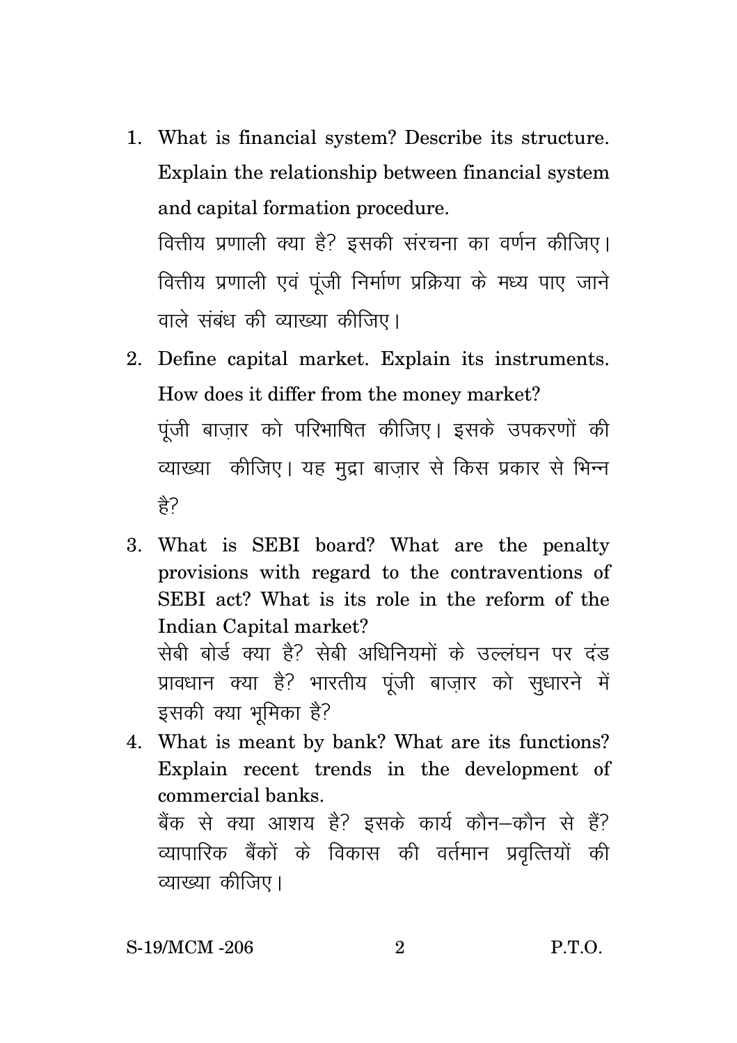1. What is financial system? Describe its structure. Explain the relationship between financial system and capital formation procedure.

   वित्तीय प्रणाली क्या है? इसकी संरचना का वर्णन कीजिए। वित्तीय प्रणाली एवं पूंजी निर्माण प्रक्रिया के मध्य पाए जाने वाले संबंध की व्याख्या कीजिए।

2. Define capital market. Explain its instruments. How does it differ from the money market?

   पूंजी बाज़ार को परिभाषित कीजिए। इसके उपकरणों की व्याख्या कीजिए। यह मुद्रा बाज़ार से किस प्रकार से भिन्न है?

3. What is SEBI board? What are the penalty provisions with regard to the contraventions of SEBI act? What is its role in the reform of the Indian Capital market?

   सेबी बोर्ड क्या है? सेबी अधिनियमों के उल्लंघन पर दंड प्रावधान क्या है? भारतीय पूंजी बाज़ार को सुधारने में इसकी क्या भूमिका है?

4. What is meant by bank? What are its functions? Explain recent trends in the development of commercial banks.

   बैंक से क्या आशय है? इसके कार्य कौन–कौन से हैं? व्यापारिक बैंकों के विकास की वर्तमान प्रवृत्तियों की व्याख्या कीजिए।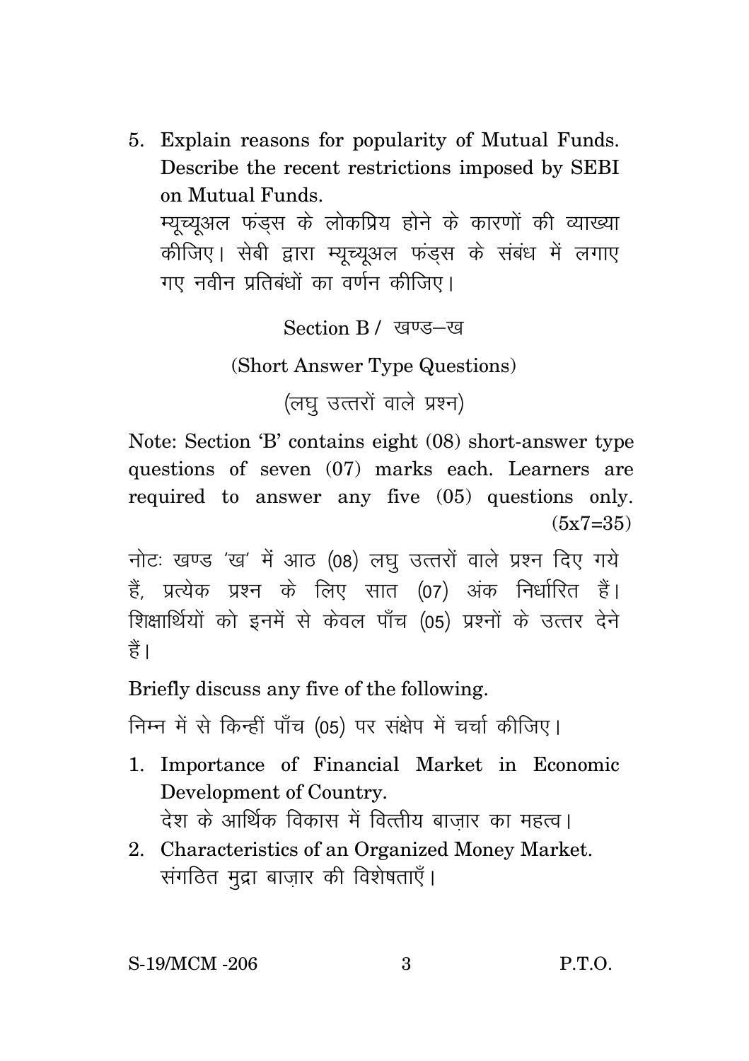5. Explain reasons for popularity of Mutual Funds. Describe the recent restrictions imposed by SEBI on Mutual Funds.

   म्यूच्यूअल फंड्स के लोकप्रिय होने के कारणों की व्याख्या कीजिए। सेबी द्वारा म्यूच्यूअल फंड्स के संबंध में लगाए गए नवीन प्रतिबंधों का वर्णन कीजिए।

## Section B / खण्ड–ख

### (Short Answer Type Questions)

### (लघु उत्तरों वाले प्रश्न)

Note: Section 'B' contains eight (08) short-answer type questions of seven (07) marks each. Learners are required to answer any five (05) questions only. (5x7=35)

नोटः खण्ड 'ख' में आठ (08) लघु उत्तरों वाले प्रश्न दिए गये हैं, प्रत्येक प्रश्न के लिए सात (07) अंक निर्धारित हैं। शिक्षार्थियों को इनमें से केवल पाँच (05) प्रश्नों के उत्तर देने हैं।

Briefly discuss any five of the following.

निम्न में से किन्हीं पाँच (05) पर संक्षेप में चर्चा कीजिए।

1. Importance of Financial Market in Economic Development of Country.

   देश के आर्थिक विकास में वित्तीय बाज़ार का महत्व।

2. Characteristics of an Organized Money Market.

   संगठित मुद्रा बाज़ार की विशेषताएँ।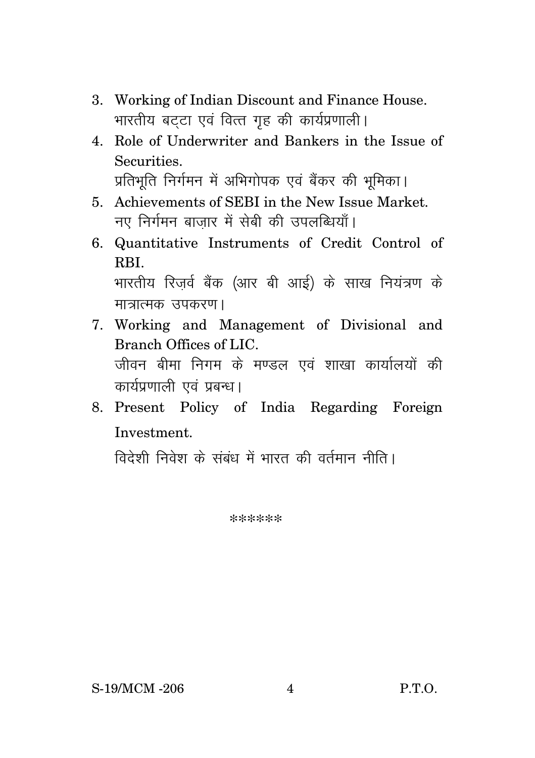3. Working of Indian Discount and Finance House.
   भारतीय बट्टा एवं वित्त गृह की कार्यप्रणाली।
4. Role of Underwriter and Bankers in the Issue of Securities.
   प्रतिभूति निर्गमन में अभिगोपक एवं बैंकर की भूमिका।
5. Achievements of SEBI in the New Issue Market.
   नए निर्गमन बाज़ार में सेबी की उपलब्धियाँ।
6. Quantitative Instruments of Credit Control of RBI.
   भारतीय रिज़र्व बैंक (आर बी आई) के साख नियंत्रण के मात्रात्मक उपकरण।
7. Working and Management of Divisional and Branch Offices of LIC.
   जीवन बीमा निगम के मण्डल एवं शाखा कार्यालयों की कार्यप्रणाली एवं प्रबन्ध।
8. Present Policy of India Regarding Foreign Investment.
   विदेशी निवेश के संबंध में भारत की वर्तमान नीति।

******